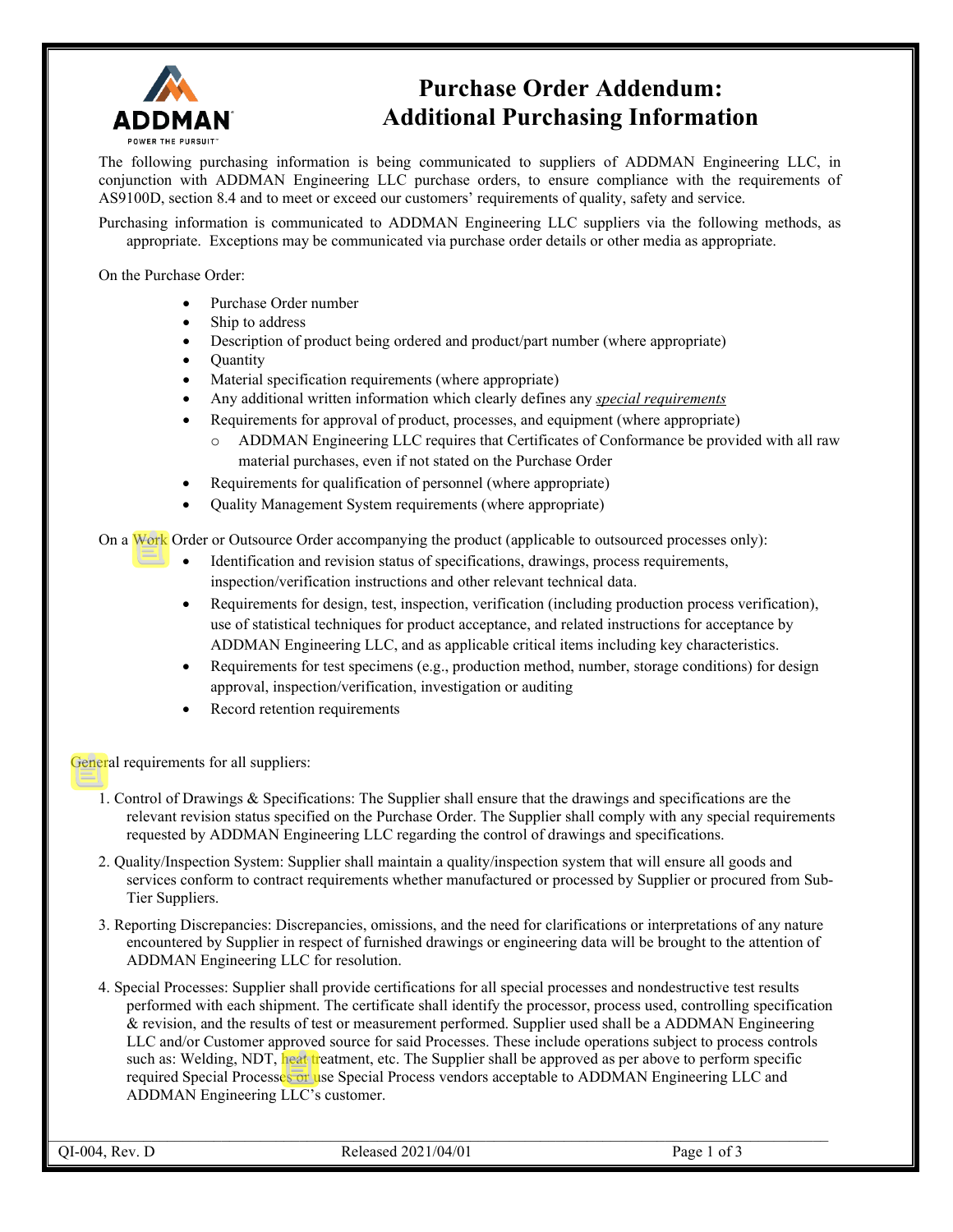# Purchase Order Addendum: Additional Purchasing Information

The following purchasing information is being communicated to suppliers of ADDMAN Engineering LLC, in conjunction with ADDMAN Engineering LLC purchase orders, to ensure compliance with the requirements of AS9100D, section 8.4 and to meet or exceed our customers' requirements of quality, safety and service.

Purchasing information is communicated to ADDMAN Engineering LLC suppliers via the following methods, as appropriate. Exceptions may be communicated via purchase order details or other media as appropriate.

On the Purchase Order:

- Purchase Order number
- Ship to address
- Description of product being ordered and product/part number (where appropriate)
- Quantity
- Material specification requirements (where appropriate)
- Any additional written information which clearly defines any *special requirements*
- Requirements for approval of product, processes, and equipment (where appropriate)
  - ADDMAN Engineering LLC requires that Certificates of Conformance be provided with all raw material purchases, even if not stated on the Purchase Order
- Requirements for qualification of personnel (where appropriate)
- Quality Management System requirements (where appropriate)

On a Work Order or Outsource Order accompanying the product (applicable to outsourced processes only):

- Identification and revision status of specifications, drawings, process requirements, inspection/verification instructions and other relevant technical data.
- Requirements for design, test, inspection, verification (including production process verification), use of statistical techniques for product acceptance, and related instructions for acceptance by ADDMAN Engineering LLC, and as applicable critical items including key characteristics.
- Requirements for test specimens (e.g., production method, number, storage conditions) for design approval, inspection/verification, investigation or auditing
- Record retention requirements

General requirements for all suppliers:

1. Control of Drawings & Specifications: The Supplier shall ensure that the drawings and specifications are the relevant revision status specified on the Purchase Order. The Supplier shall comply with any special requirements requested by ADDMAN Engineering LLC regarding the control of drawings and specifications.
2. Quality/Inspection System: Supplier shall maintain a quality/inspection system that will ensure all goods and services conform to contract requirements whether manufactured or processed by Supplier or procured from Sub-Tier Suppliers.
3. Reporting Discrepancies: Discrepancies, omissions, and the need for clarifications or interpretations of any nature encountered by Supplier in respect of furnished drawings or engineering data will be brought to the attention of ADDMAN Engineering LLC for resolution.
4. Special Processes: Supplier shall provide certifications for all special processes and nondestructive test results performed with each shipment. The certificate shall identify the processor, process used, controlling specification & revision, and the results of test or measurement performed. Supplier used shall be a ADDMAN Engineering LLC and/or Customer approved source for said Processes. These include operations subject to process controls such as: Welding, NDT, heat treatment, etc. The Supplier shall be approved as per above to perform specific required Special Processes or use Special Process vendors acceptable to ADDMAN Engineering LLC and ADDMAN Engineering LLC's customer.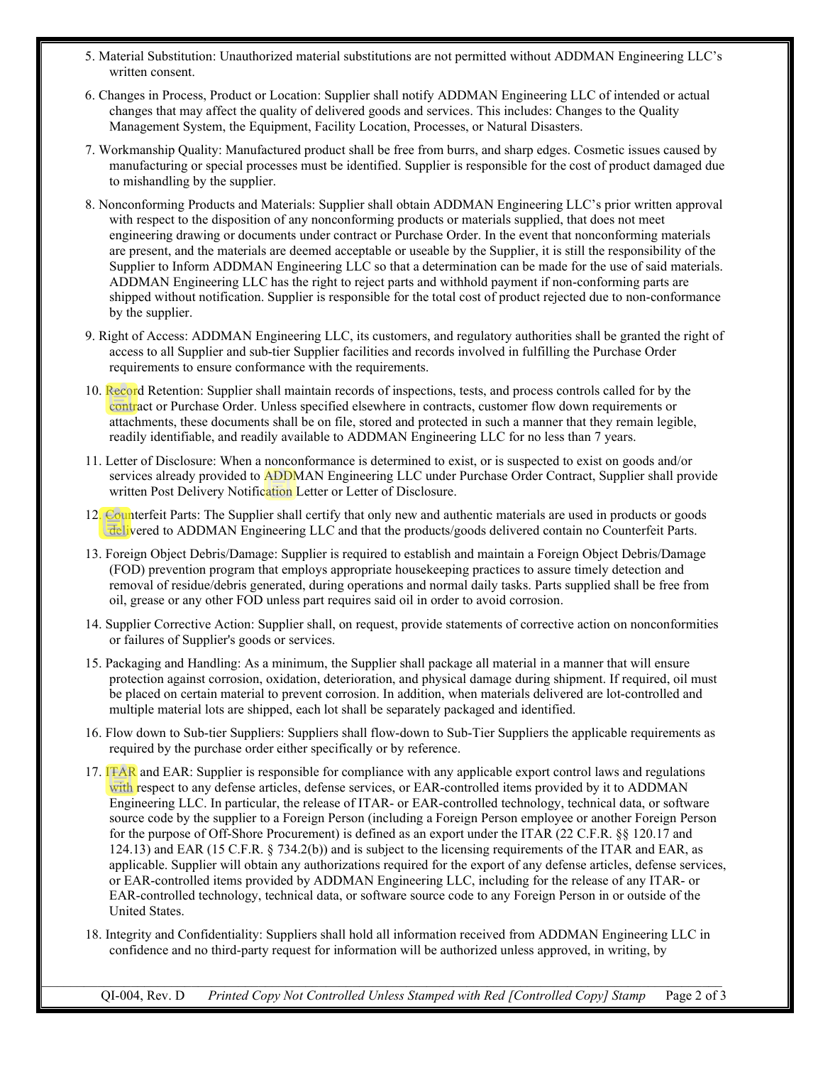5. Material Substitution: Unauthorized material substitutions are not permitted without ADDMAN Engineering LLC's written consent.

6. Changes in Process, Product or Location: Supplier shall notify ADDMAN Engineering LLC of intended or actual changes that may affect the quality of delivered goods and services. This includes: Changes to the Quality Management System, the Equipment, Facility Location, Processes, or Natural Disasters.

7. Workmanship Quality: Manufactured product shall be free from burrs, and sharp edges. Cosmetic issues caused by manufacturing or special processes must be identified. Supplier is responsible for the cost of product damaged due to mishandling by the supplier.

8. Nonconforming Products and Materials: Supplier shall obtain ADDMAN Engineering LLC's prior written approval with respect to the disposition of any nonconforming products or materials supplied, that does not meet engineering drawing or documents under contract or Purchase Order. In the event that nonconforming materials are present, and the materials are deemed acceptable or useable by the Supplier, it is still the responsibility of the Supplier to Inform ADDMAN Engineering LLC so that a determination can be made for the use of said materials. ADDMAN Engineering LLC has the right to reject parts and withhold payment if non-conforming parts are shipped without notification. Supplier is responsible for the total cost of product rejected due to non-conformance by the supplier.

9. Right of Access: ADDMAN Engineering LLC, its customers, and regulatory authorities shall be granted the right of access to all Supplier and sub-tier Supplier facilities and records involved in fulfilling the Purchase Order requirements to ensure conformance with the requirements.

10. Record Retention: Supplier shall maintain records of inspections, tests, and process controls called for by the contract or Purchase Order. Unless specified elsewhere in contracts, customer flow down requirements or attachments, these documents shall be on file, stored and protected in such a manner that they remain legible, readily identifiable, and readily available to ADDMAN Engineering LLC for no less than 7 years.

11. Letter of Disclosure: When a nonconformance is determined to exist, or is suspected to exist on goods and/or services already provided to ADDMAN Engineering LLC under Purchase Order Contract, Supplier shall provide written Post Delivery Notification Letter or Letter of Disclosure.

12. Counterfeit Parts: The Supplier shall certify that only new and authentic materials are used in products or goods delivered to ADDMAN Engineering LLC and that the products/goods delivered contain no Counterfeit Parts.

13. Foreign Object Debris/Damage: Supplier is required to establish and maintain a Foreign Object Debris/Damage (FOD) prevention program that employs appropriate housekeeping practices to assure timely detection and removal of residue/debris generated, during operations and normal daily tasks. Parts supplied shall be free from oil, grease or any other FOD unless part requires said oil in order to avoid corrosion.

14. Supplier Corrective Action: Supplier shall, on request, provide statements of corrective action on nonconformities or failures of Supplier's goods or services.

15. Packaging and Handling: As a minimum, the Supplier shall package all material in a manner that will ensure protection against corrosion, oxidation, deterioration, and physical damage during shipment. If required, oil must be placed on certain material to prevent corrosion. In addition, when materials delivered are lot-controlled and multiple material lots are shipped, each lot shall be separately packaged and identified.

16. Flow down to Sub-tier Suppliers: Suppliers shall flow-down to Sub-Tier Suppliers the applicable requirements as required by the purchase order either specifically or by reference.

17. ITAR and EAR: Supplier is responsible for compliance with any applicable export control laws and regulations with respect to any defense articles, defense services, or EAR-controlled items provided by it to ADDMAN Engineering LLC. In particular, the release of ITAR- or EAR-controlled technology, technical data, or software source code by the supplier to a Foreign Person (including a Foreign Person employee or another Foreign Person for the purpose of Off-Shore Procurement) is defined as an export under the ITAR (22 C.F.R. §§ 120.17 and 124.13) and EAR (15 C.F.R. § 734.2(b)) and is subject to the licensing requirements of the ITAR and EAR, as applicable. Supplier will obtain any authorizations required for the export of any defense articles, defense services, or EAR-controlled items provided by ADDMAN Engineering LLC, including for the release of any ITAR- or EAR-controlled technology, technical data, or software source code to any Foreign Person in or outside of the United States.

18. Integrity and Confidentiality: Suppliers shall hold all information received from ADDMAN Engineering LLC in confidence and no third-party request for information will be authorized unless approved, in writing, by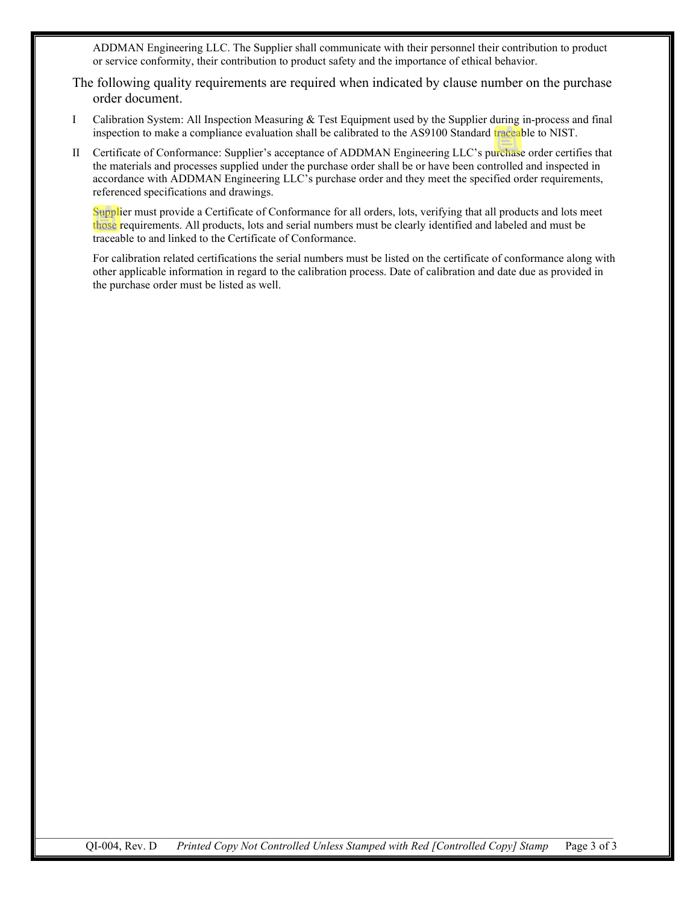ADDMAN Engineering LLC. The Supplier shall communicate with their personnel their contribution to product or service conformity, their contribution to product safety and the importance of ethical behavior.

The following quality requirements are required when indicated by clause number on the purchase order document.

I Calibration System: All Inspection Measuring & Test Equipment used by the Supplier during in-process and final inspection to make a compliance evaluation shall be calibrated to the AS9100 Standard traceable to NIST.

II Certificate of Conformance: Supplier's acceptance of ADDMAN Engineering LLC's purchase order certifies that the materials and processes supplied under the purchase order shall be or have been controlled and inspected in accordance with ADDMAN Engineering LLC's purchase order and they meet the specified order requirements, referenced specifications and drawings.

Supplier must provide a Certificate of Conformance for all orders, lots, verifying that all products and lots meet those requirements. All products, lots and serial numbers must be clearly identified and labeled and must be traceable to and linked to the Certificate of Conformance.

For calibration related certifications the serial numbers must be listed on the certificate of conformance along with other applicable information in regard to the calibration process. Date of calibration and date due as provided in the purchase order must be listed as well.